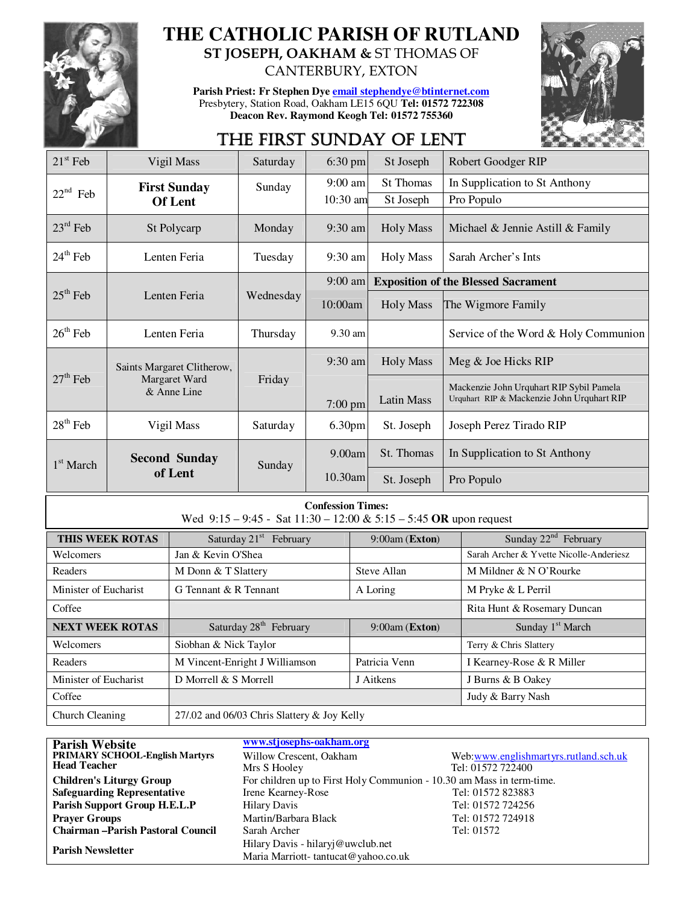# THE CATHOLIC PARISH OF RUTLAND

## ST JOSEPH, OAKHAM & ST THOMAS OF CANTERBURY, EXTON

**Parish Priest: Fr Stephen Dye** email stephendye@btinternet.com
Presbytery, Station Road, Oakham LE15 6QU **Tel: 01572 722308**
**Deacon Rev. Raymond Keogh Tel: 01572 755360**

## THE FIRST SUNDAY OF LENT

| Date | Celebration | Day | Time | Place | Intention |
|---|---|---|---|---|---|
| 21st Feb | Vigil Mass | Saturday | 6:30 pm | St Joseph | Robert Goodger RIP |
| 22nd Feb | **First Sunday Of Lent** | Sunday | 9:00 am | St Thomas | In Supplication to St Anthony |
| | | | 10:30 am | St Joseph | Pro Populo |
| 23rd Feb | St Polycarp | Monday | 9:30 am | Holy Mass | Michael & Jennie Astill & Family |
| 24th Feb | Lenten Feria | Tuesday | 9:30 am | Holy Mass | Sarah Archer's Ints |
| 25th Feb | Lenten Feria | Wednesday | 9:00 am | **Exposition of the Blessed Sacrament** | |
| | | | 10:00am | Holy Mass | The Wigmore Family |
| 26th Feb | Lenten Feria | Thursday | 9.30 am | | Service of the Word & Holy Communion |
| 27th Feb | Saints Margaret Clitherow, Margaret Ward & Anne Line | Friday | 9:30 am | Holy Mass | Meg & Joe Hicks RIP |
| | | | 7:00 pm | Latin Mass | Mackenzie John Urquhart RIP Sybil Pamela Urquhart RIP & Mackenzie John Urquhart RIP |
| 28th Feb | Vigil Mass | Saturday | 6.30pm | St. Joseph | Joseph Perez Tirado RIP |
| 1st March | **Second Sunday of Lent** | Sunday | 9.00am | St. Thomas | In Supplication to St Anthony |
| | | | 10.30am | St. Joseph | Pro Populo |

**Confession Times:**
Wed 9:15 – 9:45 - Sat 11:30 – 12:00 & 5:15 – 5:45 **OR** upon request

| **THIS WEEK ROTAS** | Saturday 21st February | 9:00am (**Exton**) | Sunday 22nd February |
|---|---|---|---|
| Welcomers | Jan & Kevin O'Shea | | Sarah Archer & Yvette Nicolle-Anderiesz |
| Readers | M Donn & T Slattery | Steve Allan | M Mildner & N O'Rourke |
| Minister of Eucharist | G Tennant & R Tennant | A Loring | M Pryke & L Perril |
| Coffee | | | Rita Hunt & Rosemary Duncan |
| **NEXT WEEK ROTAS** | Saturday 28th February | 9:00am (**Exton**) | Sunday 1st March |
| Welcomers | Siobhan & Nick Taylor | | Terry & Chris Slattery |
| Readers | M Vincent-Enright J Williamson | Patricia Venn | I Kearney-Rose & R Miller |
| Minister of Eucharist | D Morrell & S Morrell | J Aitkens | J Burns & B Oakey |
| Coffee | | | Judy & Barry Nash |
| Church Cleaning | 27/.02 and 06/03 Chris Slattery & Joy Kelly | | |

| | | |
|---|---|---|
| **Parish Website** | www.stjosephs-oakham.org | |
| **PRIMARY SCHOOL-English Martyrs** | Willow Crescent, Oakham | Web:www.englishmartyrs.rutland.sch.uk |
| **Head Teacher** | Mrs S Hooley | Tel: 01572 722400 |
| **Children's Liturgy Group** | For children up to First Holy Communion - 10.30 am Mass in term-time. | |
| **Safeguarding Representative** | Irene Kearney-Rose | Tel: 01572 823883 |
| **Parish Support Group H.E.L.P** | Hilary Davis | Tel: 01572 724256 |
| **Prayer Groups** | Martin/Barbara Black | Tel: 01572 724918 |
| **Chairman –Parish Pastoral Council** | Sarah Archer | Tel: 01572 |
| **Parish Newsletter** | Hilary Davis - hilaryj@uwclub.net<br>Maria Marriott- tantucat@yahoo.co.uk | |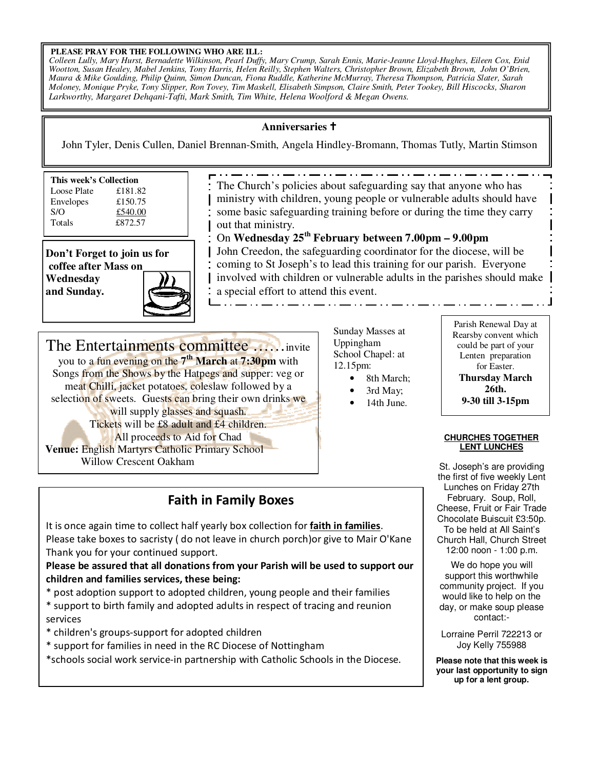**PLEASE PRAY FOR THE FOLLOWING WHO ARE ILL:**
*Colleen Lully, Mary Hurst, Bernadette Wilkinson, Pearl Duffy, Mary Crump, Sarah Ennis, Marie-Jeanne Lloyd-Hughes, Eileen Cox, Enid Wootton, Susan Healey, Mabel Jenkins, Tony Harris, Helen Reilly, Stephen Walters, Christopher Brown, Elizabeth Brown, John O'Brien, Maura & Mike Goulding, Philip Quinn, Simon Duncan, Fiona Ruddle, Katherine McMurray, Theresa Thompson, Patricia Slater, Sarah Moloney, Monique Pryke, Tony Slipper, Ron Tovey, Tim Maskell, Elisabeth Simpson, Claire Smith, Peter Tookey, Bill Hiscocks, Sharon Larkworthy, Margaret Dehqani-Tafti, Mark Smith, Tim White, Helena Woolford & Megan Owens.*

**Anniversaries ✝**

John Tyler, Denis Cullen, Daniel Brennan-Smith, Angela Hindley-Bromann, Thomas Tutly, Martin Stimson

| This week's Collection | |
|---|---|
| Loose Plate | £181.82 |
| Envelopes | £150.75 |
| S/O | £540.00 |
| Totals | £872.57 |

**Don't Forget to join us for coffee after Mass on Wednesday and Sunday.**

The Church's policies about safeguarding say that anyone who has ministry with children, young people or vulnerable adults should have some basic safeguarding training before or during the time they carry out that ministry.
On **Wednesday 25th February between 7.00pm – 9.00pm** John Creedon, the safeguarding coordinator for the diocese, will be coming to St Joseph's to lead this training for our parish. Everyone involved with children or vulnerable adults in the parishes should make a special effort to attend this event.

The Entertainments committee ……invite you to a fun evening on the **7th March** at **7:30pm** with Songs from the Shows by the Hatpegs and supper: veg or meat Chilli, jacket potatoes, coleslaw followed by a selection of sweets. Guests can bring their own drinks we will supply glasses and squash.
Tickets will be £8 adult and £4 children.
All proceeds to Aid for Chad
**Venue:** English Martyrs Catholic Primary School
Willow Crescent Oakham

Sunday Masses at Uppingham School Chapel: at 12.15pm:

- 8th March;
- 3rd May;
- 14th June.

Parish Renewal Day at Rearsby convent which could be part of your Lenten preparation for Easter.
**Thursday March 26th.**
**9-30 till 3-15pm**

## Faith in Family Boxes

It is once again time to collect half yearly box collection for **faith in families**.
Please take boxes to sacristy ( do not leave in church porch)or give to Mair O'Kane
Thank you for your continued support.

**Please be assured that all donations from your Parish will be used to support our children and families services, these being:**

* post adoption support to adopted children, young people and their families
* support to birth family and adopted adults in respect of tracing and reunion services
* children's groups-support for adopted children
* support for families in need in the RC Diocese of Nottingham
*schools social work service-in partnership with Catholic Schools in the Diocese.

**CHURCHES TOGETHER LENT LUNCHES**

St. Joseph's are providing the first of five weekly Lent Lunches on Friday 27th February. Soup, Roll, Cheese, Fruit or Fair Trade Chocolate Buiscuit £3:50p. To be held at All Saint's Church Hall, Church Street 12:00 noon - 1:00 p.m.

We do hope you will support this worthwhile community project. If you would like to help on the day, or make soup please contact:-

Lorraine Perril 722213 or Joy Kelly 755988

**Please note that this week is your last opportunity to sign up for a lent group.**